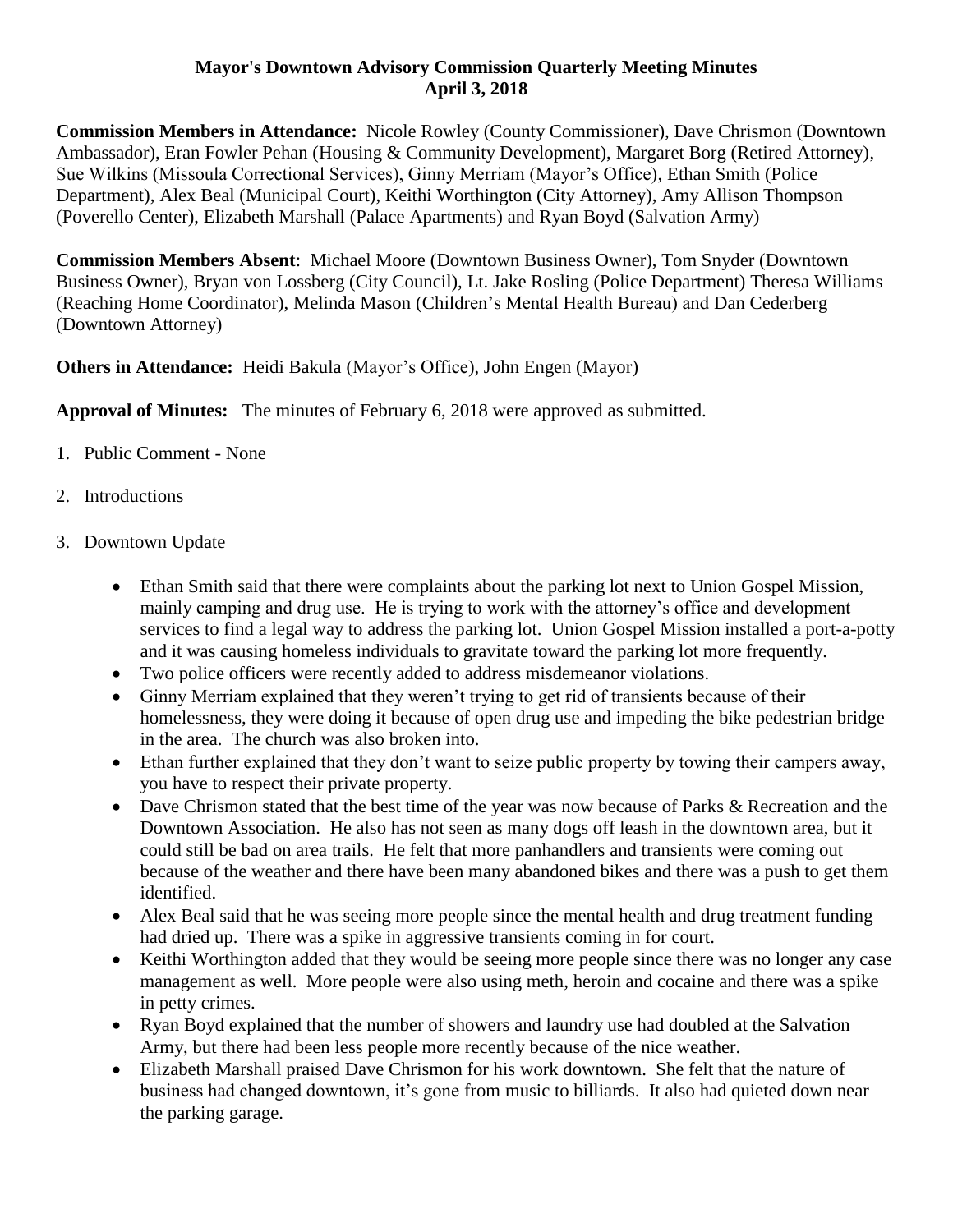# Mayor's Downtown Advisory Commission Quarterly Meeting Minutes
## April 3, 2018

**Commission Members in Attendance:** Nicole Rowley (County Commissioner), Dave Chrismon (Downtown Ambassador), Eran Fowler Pehan (Housing & Community Development), Margaret Borg (Retired Attorney), Sue Wilkins (Missoula Correctional Services), Ginny Merriam (Mayor's Office), Ethan Smith (Police Department), Alex Beal (Municipal Court), Keithi Worthington (City Attorney), Amy Allison Thompson (Poverello Center), Elizabeth Marshall (Palace Apartments) and Ryan Boyd (Salvation Army)

**Commission Members Absent**: Michael Moore (Downtown Business Owner), Tom Snyder (Downtown Business Owner), Bryan von Lossberg (City Council), Lt. Jake Rosling (Police Department) Theresa Williams (Reaching Home Coordinator), Melinda Mason (Children's Mental Health Bureau) and Dan Cederberg (Downtown Attorney)

**Others in Attendance:** Heidi Bakula (Mayor's Office), John Engen (Mayor)

**Approval of Minutes:** The minutes of February 6, 2018 were approved as submitted.

1. Public Comment - None
2. Introductions
3. Downtown Update
   - Ethan Smith said that there were complaints about the parking lot next to Union Gospel Mission, mainly camping and drug use. He is trying to work with the attorney's office and development services to find a legal way to address the parking lot. Union Gospel Mission installed a port-a-potty and it was causing homeless individuals to gravitate toward the parking lot more frequently.
   - Two police officers were recently added to address misdemeanor violations.
   - Ginny Merriam explained that they weren't trying to get rid of transients because of their homelessness, they were doing it because of open drug use and impeding the bike pedestrian bridge in the area. The church was also broken into.
   - Ethan further explained that they don't want to seize public property by towing their campers away, you have to respect their private property.
   - Dave Chrismon stated that the best time of the year was now because of Parks & Recreation and the Downtown Association. He also has not seen as many dogs off leash in the downtown area, but it could still be bad on area trails. He felt that more panhandlers and transients were coming out because of the weather and there have been many abandoned bikes and there was a push to get them identified.
   - Alex Beal said that he was seeing more people since the mental health and drug treatment funding had dried up. There was a spike in aggressive transients coming in for court.
   - Keithi Worthington added that they would be seeing more people since there was no longer any case management as well. More people were also using meth, heroin and cocaine and there was a spike in petty crimes.
   - Ryan Boyd explained that the number of showers and laundry use had doubled at the Salvation Army, but there had been less people more recently because of the nice weather.
   - Elizabeth Marshall praised Dave Chrismon for his work downtown. She felt that the nature of business had changed downtown, it's gone from music to billiards. It also had quieted down near the parking garage.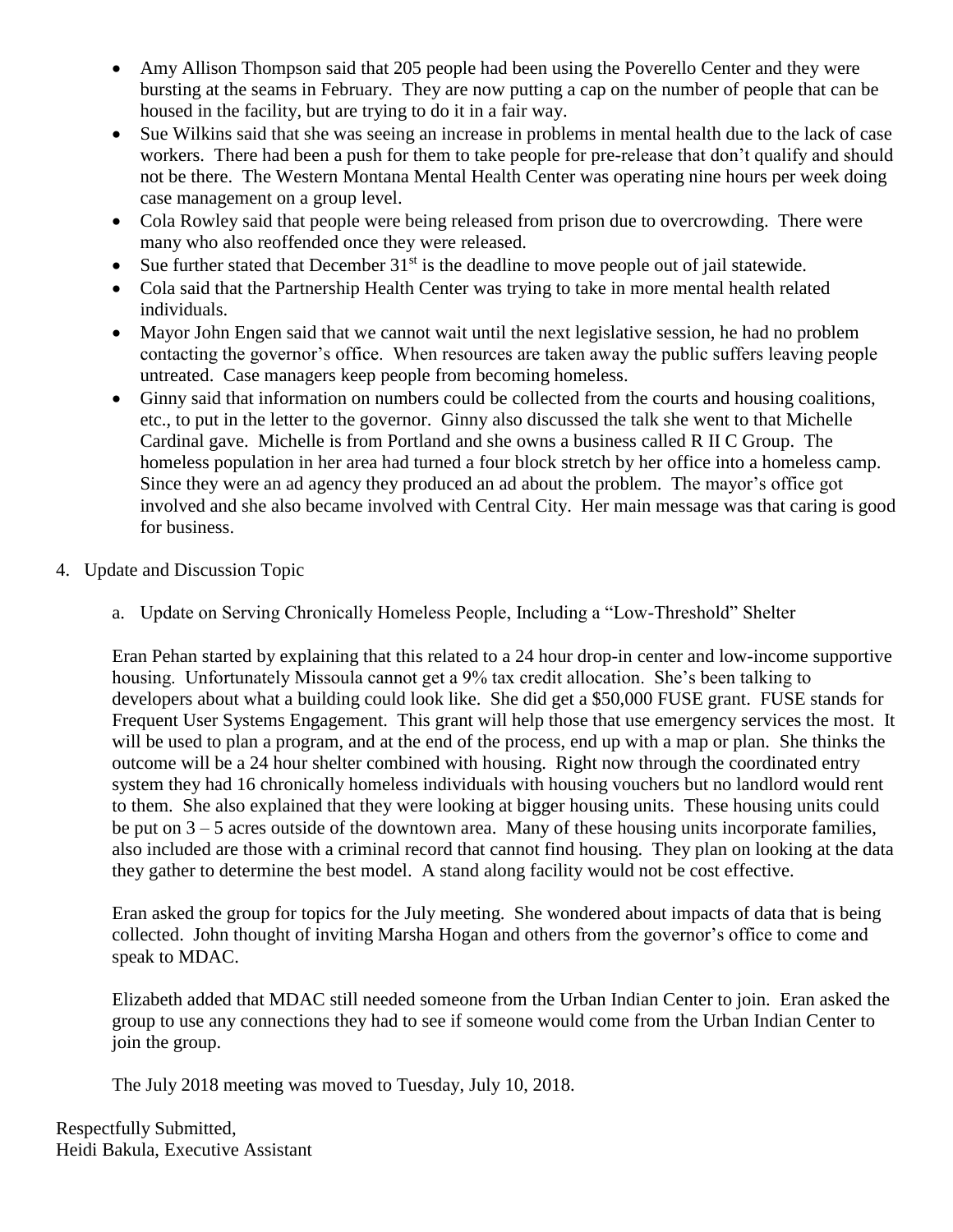- Amy Allison Thompson said that 205 people had been using the Poverello Center and they were bursting at the seams in February. They are now putting a cap on the number of people that can be housed in the facility, but are trying to do it in a fair way.
- Sue Wilkins said that she was seeing an increase in problems in mental health due to the lack of case workers. There had been a push for them to take people for pre-release that don't qualify and should not be there. The Western Montana Mental Health Center was operating nine hours per week doing case management on a group level.
- Cola Rowley said that people were being released from prison due to overcrowding. There were many who also reoffended once they were released.
- Sue further stated that December 31st is the deadline to move people out of jail statewide.
- Cola said that the Partnership Health Center was trying to take in more mental health related individuals.
- Mayor John Engen said that we cannot wait until the next legislative session, he had no problem contacting the governor's office. When resources are taken away the public suffers leaving people untreated. Case managers keep people from becoming homeless.
- Ginny said that information on numbers could be collected from the courts and housing coalitions, etc., to put in the letter to the governor. Ginny also discussed the talk she went to that Michelle Cardinal gave. Michelle is from Portland and she owns a business called R II C Group. The homeless population in her area had turned a four block stretch by her office into a homeless camp. Since they were an ad agency they produced an ad about the problem. The mayor's office got involved and she also became involved with Central City. Her main message was that caring is good for business.

4. Update and Discussion Topic

   a. Update on Serving Chronically Homeless People, Including a "Low-Threshold" Shelter

   Eran Pehan started by explaining that this related to a 24 hour drop-in center and low-income supportive housing. Unfortunately Missoula cannot get a 9% tax credit allocation. She's been talking to developers about what a building could look like. She did get a $50,000 FUSE grant. FUSE stands for Frequent User Systems Engagement. This grant will help those that use emergency services the most. It will be used to plan a program, and at the end of the process, end up with a map or plan. She thinks the outcome will be a 24 hour shelter combined with housing. Right now through the coordinated entry system they had 16 chronically homeless individuals with housing vouchers but no landlord would rent to them. She also explained that they were looking at bigger housing units. These housing units could be put on 3 – 5 acres outside of the downtown area. Many of these housing units incorporate families, also included are those with a criminal record that cannot find housing. They plan on looking at the data they gather to determine the best model. A stand along facility would not be cost effective.

   Eran asked the group for topics for the July meeting. She wondered about impacts of data that is being collected. John thought of inviting Marsha Hogan and others from the governor's office to come and speak to MDAC.

   Elizabeth added that MDAC still needed someone from the Urban Indian Center to join. Eran asked the group to use any connections they had to see if someone would come from the Urban Indian Center to join the group.

   The July 2018 meeting was moved to Tuesday, July 10, 2018.

Respectfully Submitted,
Heidi Bakula, Executive Assistant